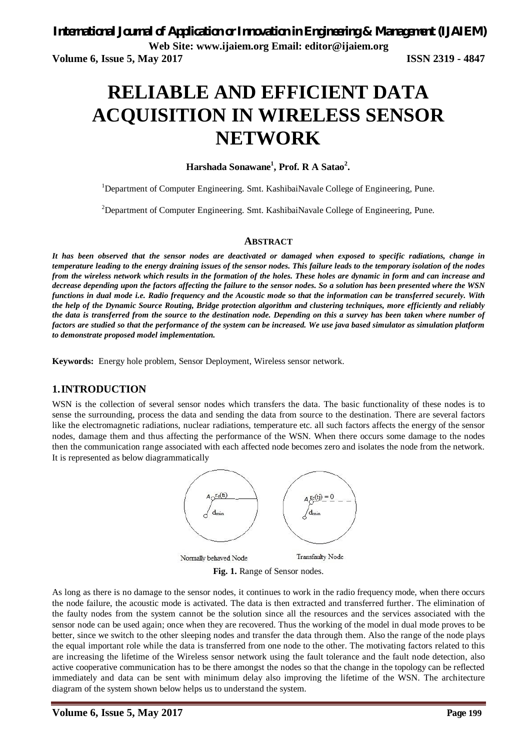// International Journal of Application or Innovation in Engineering & Management (IJAIEM)
// Web Site: www.ijaiem.org Email: editor@ijaiem.org
// Volume 6, Issue 5, May 2017 ISSN 2319 - 4847

# RELIABLE AND EFFICIENT DATA ACQUISITION IN WIRELESS SENSOR NETWORK

**Harshada Sonawane[1], Prof. R A Satao[2].**

[1]Department of Computer Engineering. Smt. KashibaiNavale College of Engineering, Pune.

[2]Department of Computer Engineering. Smt. KashibaiNavale College of Engineering, Pune.

## ABSTRACT

***It has been observed that the sensor nodes are deactivated or damaged when exposed to specific radiations, change in temperature leading to the energy draining issues of the sensor nodes. This failure leads to the temporary isolation of the nodes from the wireless network which results in the formation of the holes. These holes are dynamic in form and can increase and decrease depending upon the factors affecting the failure to the sensor nodes. So a solution has been presented where the WSN functions in dual mode i.e. Radio frequency and the Acoustic mode so that the information can be transferred securely. With the help of the Dynamic Source Routing, Bridge protection algorithm and clustering techniques, more efficiently and reliably the data is transferred from the source to the destination node. Depending on this a survey has been taken where number of factors are studied so that the performance of the system can be increased. We use java based simulator as simulation platform to demonstrate proposed model implementation.***

**Keywords:** Energy hole problem, Sensor Deployment, Wireless sensor network.

## 1. INTRODUCTION

WSN is the collection of several sensor nodes which transfers the data. The basic functionality of these nodes is to sense the surrounding, process the data and sending the data from source to the destination. There are several factors like the electromagnetic radiations, nuclear radiations, temperature etc. all such factors affects the energy of the sensor nodes, damage them and thus affecting the performance of the WSN. When there occurs some damage to the nodes then the communication range associated with each affected node becomes zero and isolates the node from the network. It is represented as below diagrammatically

$A$ $r_c(t_i)$ $d_{min}$ &nbsp;&nbsp;&nbsp;&nbsp; $A$ $r_c(t_j) = 0$ $d_{min}$

Normally behaved Node &nbsp;&nbsp;&nbsp;&nbsp; Transfaulty Node

**Fig. 1.** Range of Sensor nodes.

As long as there is no damage to the sensor nodes, it continues to work in the radio frequency mode, when there occurs the node failure, the acoustic mode is activated. The data is then extracted and transferred further. The elimination of the faulty nodes from the system cannot be the solution since all the resources and the services associated with the sensor node can be used again; once when they are recovered. Thus the working of the model in dual mode proves to be better, since we switch to the other sleeping nodes and transfer the data through them. Also the range of the node plays the equal important role while the data is transferred from one node to the other. The motivating factors related to this are increasing the lifetime of the Wireless sensor network using the fault tolerance and the fault node detection, also active cooperative communication has to be there amongst the nodes so that the change in the topology can be reflected immediately and data can be sent with minimum delay also improving the lifetime of the WSN. The architecture diagram of the system shown below helps us to understand the system.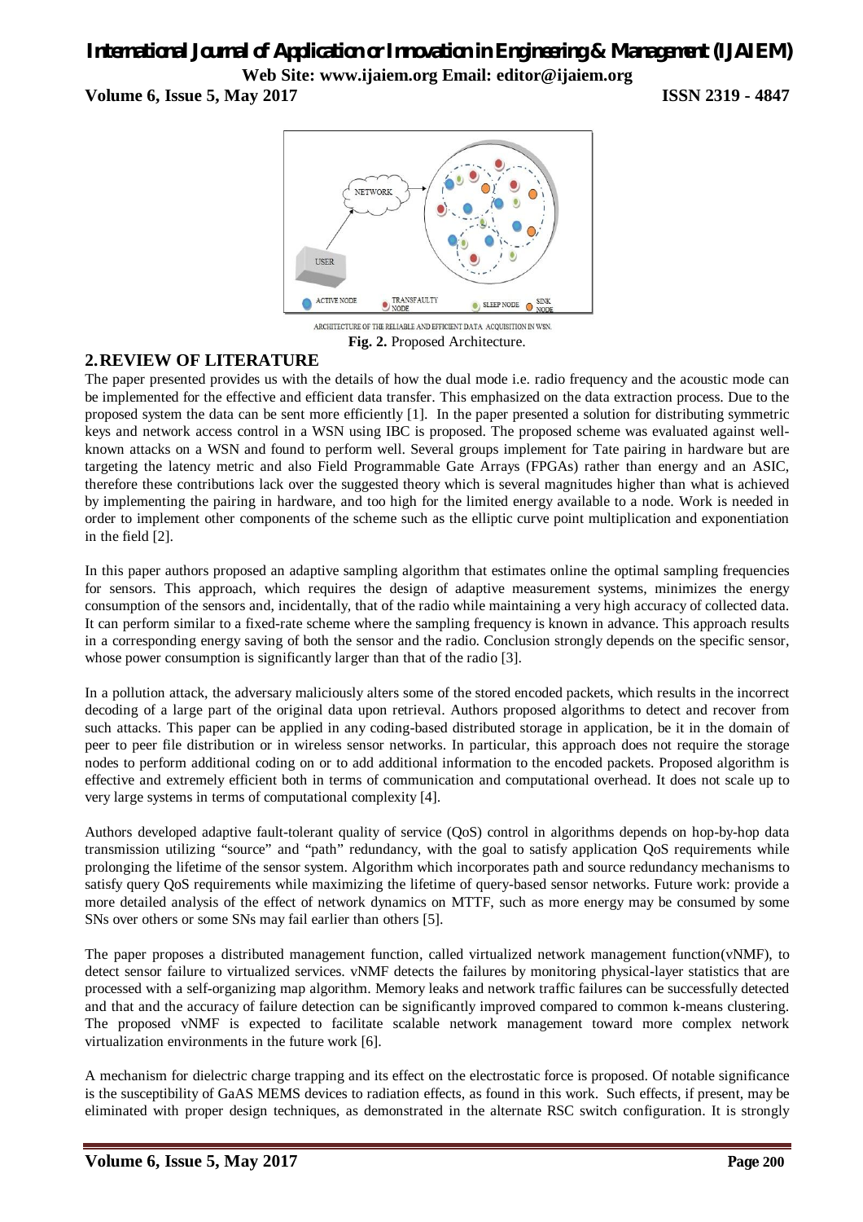ARCHITECTURE OF THE RELIABLE AND EFFICIENT DATA ACQUISITION IN WSN.

**Fig. 2.** Proposed Architecture.

## 2. REVIEW OF LITERATURE

The paper presented provides us with the details of how the dual mode i.e. radio frequency and the acoustic mode can be implemented for the effective and efficient data transfer. This emphasized on the data extraction process. Due to the proposed system the data can be sent more efficiently [1]. In the paper presented a solution for distributing symmetric keys and network access control in a WSN using IBC is proposed. The proposed scheme was evaluated against well-known attacks on a WSN and found to perform well. Several groups implement for Tate pairing in hardware but are targeting the latency metric and also Field Programmable Gate Arrays (FPGAs) rather than energy and an ASIC, therefore these contributions lack over the suggested theory which is several magnitudes higher than what is achieved by implementing the pairing in hardware, and too high for the limited energy available to a node. Work is needed in order to implement other components of the scheme such as the elliptic curve point multiplication and exponentiation in the field [2].

In this paper authors proposed an adaptive sampling algorithm that estimates online the optimal sampling frequencies for sensors. This approach, which requires the design of adaptive measurement systems, minimizes the energy consumption of the sensors and, incidentally, that of the radio while maintaining a very high accuracy of collected data. It can perform similar to a fixed-rate scheme where the sampling frequency is known in advance. This approach results in a corresponding energy saving of both the sensor and the radio. Conclusion strongly depends on the specific sensor, whose power consumption is significantly larger than that of the radio [3].

In a pollution attack, the adversary maliciously alters some of the stored encoded packets, which results in the incorrect decoding of a large part of the original data upon retrieval. Authors proposed algorithms to detect and recover from such attacks. This paper can be applied in any coding-based distributed storage in application, be it in the domain of peer to peer file distribution or in wireless sensor networks. In particular, this approach does not require the storage nodes to perform additional coding on or to add additional information to the encoded packets. Proposed algorithm is effective and extremely efficient both in terms of communication and computational overhead. It does not scale up to very large systems in terms of computational complexity [4].

Authors developed adaptive fault-tolerant quality of service (QoS) control in algorithms depends on hop-by-hop data transmission utilizing "source" and "path" redundancy, with the goal to satisfy application QoS requirements while prolonging the lifetime of the sensor system. Algorithm which incorporates path and source redundancy mechanisms to satisfy query QoS requirements while maximizing the lifetime of query-based sensor networks. Future work: provide a more detailed analysis of the effect of network dynamics on MTTF, such as more energy may be consumed by some SNs over others or some SNs may fail earlier than others [5].

The paper proposes a distributed management function, called virtualized network management function(vNMF), to detect sensor failure to virtualized services. vNMF detects the failures by monitoring physical-layer statistics that are processed with a self-organizing map algorithm. Memory leaks and network traffic failures can be successfully detected and that and the accuracy of failure detection can be significantly improved compared to common k-means clustering. The proposed vNMF is expected to facilitate scalable network management toward more complex network virtualization environments in the future work [6].

A mechanism for dielectric charge trapping and its effect on the electrostatic force is proposed. Of notable significance is the susceptibility of GaAS MEMS devices to radiation effects, as found in this work. Such effects, if present, may be eliminated with proper design techniques, as demonstrated in the alternate RSC switch configuration. It is strongly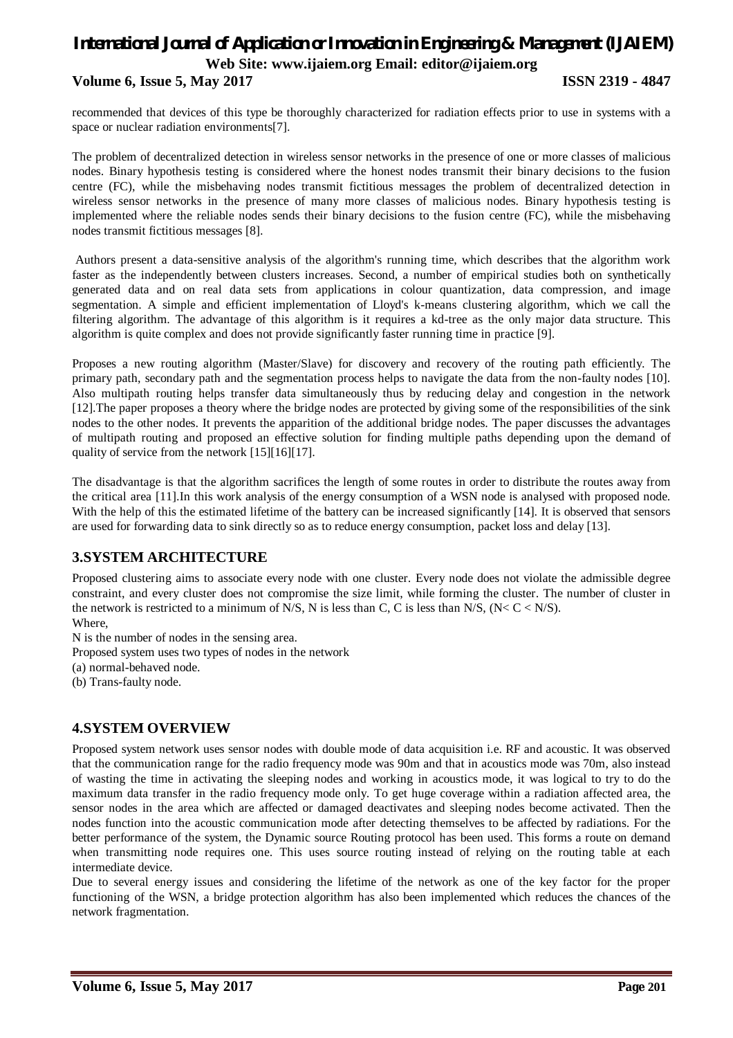recommended that devices of this type be thoroughly characterized for radiation effects prior to use in systems with a space or nuclear radiation environments[7].

The problem of decentralized detection in wireless sensor networks in the presence of one or more classes of malicious nodes. Binary hypothesis testing is considered where the honest nodes transmit their binary decisions to the fusion centre (FC), while the misbehaving nodes transmit fictitious messages the problem of decentralized detection in wireless sensor networks in the presence of many more classes of malicious nodes. Binary hypothesis testing is implemented where the reliable nodes sends their binary decisions to the fusion centre (FC), while the misbehaving nodes transmit fictitious messages [8].

Authors present a data-sensitive analysis of the algorithm's running time, which describes that the algorithm work faster as the independently between clusters increases. Second, a number of empirical studies both on synthetically generated data and on real data sets from applications in colour quantization, data compression, and image segmentation. A simple and efficient implementation of Lloyd's k-means clustering algorithm, which we call the filtering algorithm. The advantage of this algorithm is it requires a kd-tree as the only major data structure. This algorithm is quite complex and does not provide significantly faster running time in practice [9].

Proposes a new routing algorithm (Master/Slave) for discovery and recovery of the routing path efficiently. The primary path, secondary path and the segmentation process helps to navigate the data from the non-faulty nodes [10]. Also multipath routing helps transfer data simultaneously thus by reducing delay and congestion in the network [12].The paper proposes a theory where the bridge nodes are protected by giving some of the responsibilities of the sink nodes to the other nodes. It prevents the apparition of the additional bridge nodes. The paper discusses the advantages of multipath routing and proposed an effective solution for finding multiple paths depending upon the demand of quality of service from the network [15][16][17].

The disadvantage is that the algorithm sacrifices the length of some routes in order to distribute the routes away from the critical area [11].In this work analysis of the energy consumption of a WSN node is analysed with proposed node. With the help of this the estimated lifetime of the battery can be increased significantly [14]. It is observed that sensors are used for forwarding data to sink directly so as to reduce energy consumption, packet loss and delay [13].

## 3.SYSTEM ARCHITECTURE

Proposed clustering aims to associate every node with one cluster. Every node does not violate the admissible degree constraint, and every cluster does not compromise the size limit, while forming the cluster. The number of cluster in the network is restricted to a minimum of N/S, N is less than C, C is less than N/S, ($N< C < N/S$).

Where,

N is the number of nodes in the sensing area.

Proposed system uses two types of nodes in the network

(a) normal-behaved node.

(b) Trans-faulty node.

## 4.SYSTEM OVERVIEW

Proposed system network uses sensor nodes with double mode of data acquisition i.e. RF and acoustic. It was observed that the communication range for the radio frequency mode was 90m and that in acoustics mode was 70m, also instead of wasting the time in activating the sleeping nodes and working in acoustics mode, it was logical to try to do the maximum data transfer in the radio frequency mode only. To get huge coverage within a radiation affected area, the sensor nodes in the area which are affected or damaged deactivates and sleeping nodes become activated. Then the nodes function into the acoustic communication mode after detecting themselves to be affected by radiations. For the better performance of the system, the Dynamic source Routing protocol has been used. This forms a route on demand when transmitting node requires one. This uses source routing instead of relying on the routing table at each intermediate device.

Due to several energy issues and considering the lifetime of the network as one of the key factor for the proper functioning of the WSN, a bridge protection algorithm has also been implemented which reduces the chances of the network fragmentation.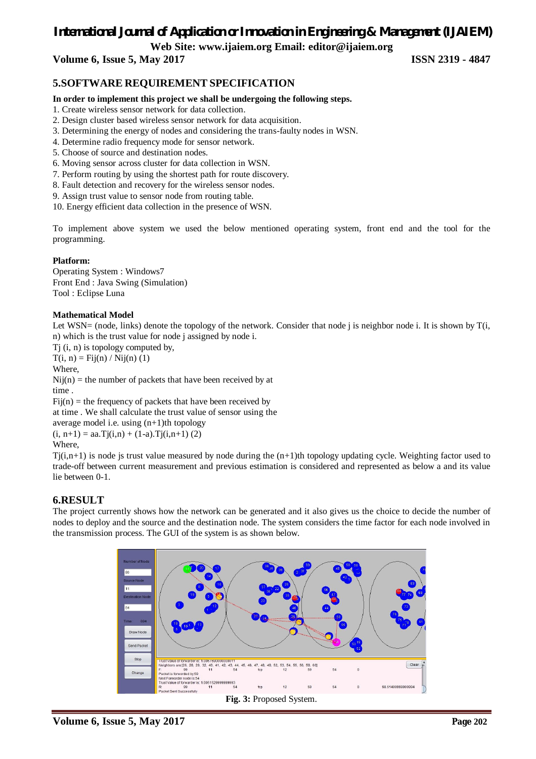## 5.SOFTWARE REQUIREMENT SPECIFICATION

**In order to implement this project we shall be undergoing the following steps.**

1. Create wireless sensor network for data collection.
2. Design cluster based wireless sensor network for data acquisition.
3. Determining the energy of nodes and considering the trans-faulty nodes in WSN.
4. Determine radio frequency mode for sensor network.
5. Choose of source and destination nodes.
6. Moving sensor across cluster for data collection in WSN.
7. Perform routing by using the shortest path for route discovery.
8. Fault detection and recovery for the wireless sensor nodes.
9. Assign trust value to sensor node from routing table.
10. Energy efficient data collection in the presence of WSN.

To implement above system we used the below mentioned operating system, front end and the tool for the programming.

**Platform:**

Operating System : Windows7
Front End : Java Swing (Simulation)
Tool : Eclipse Luna

**Mathematical Model**

Let WSN= (node, links) denote the topology of the network. Consider that node j is neighbor node i. It is shown by T(i, n) which is the trust value for node j assigned by node i.

Tj (i, n) is topology computed by,

T(i, n) = Fij(n) / Nij(n) (1)

Where,

Nij(n) = the number of packets that have been received by at time .

Fij(n) = the frequency of packets that have been received by at time . We shall calculate the trust value of sensor using the average model i.e. using (n+1)th topology

(i, n+1) = aa.Tj(i,n) + (1-a).Tj(i,n+1) (2)

Where,

Tj(i,n+1) is node js trust value measured by node during the (n+1)th topology updating cycle. Weighting factor used to trade-off between current measurement and previous estimation is considered and represented as below a and its value lie between 0-1.

## 6.RESULT

The project currently shows how the network can be generated and it also gives us the choice to decide the number of nodes to deploy and the source and the destination node. The system considers the time factor for each node involved in the transmission process. The GUI of the system is as shown below.

**Fig. 3:** Proposed System.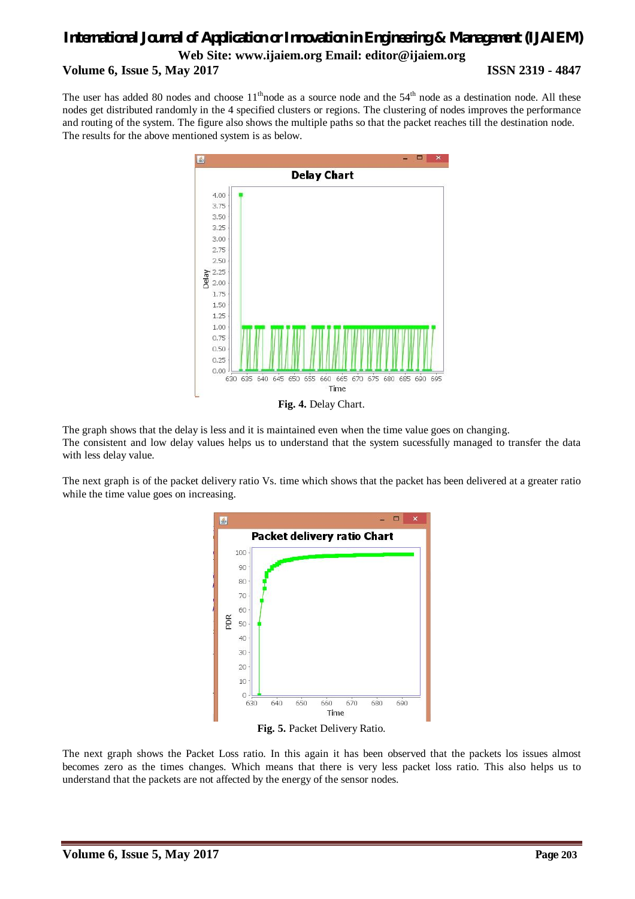The user has added 80 nodes and choose 11th node as a source node and the 54th node as a destination node. All these nodes get distributed randomly in the 4 specified clusters or regions. The clustering of nodes improves the performance and routing of the system. The figure also shows the multiple paths so that the packet reaches till the destination node. The results for the above mentioned system is as below.

**Fig. 4.** Delay Chart.

The graph shows that the delay is less and it is maintained even when the time value goes on changing.
The consistent and low delay values helps us to understand that the system sucessfully managed to transfer the data with less delay value.

The next graph is of the packet delivery ratio Vs. time which shows that the packet has been delivered at a greater ratio while the time value goes on increasing.

**Fig. 5.** Packet Delivery Ratio.

The next graph shows the Packet Loss ratio. In this again it has been observed that the packets los issues almost becomes zero as the times changes. Which means that there is very less packet loss ratio. This also helps us to understand that the packets are not affected by the energy of the sensor nodes.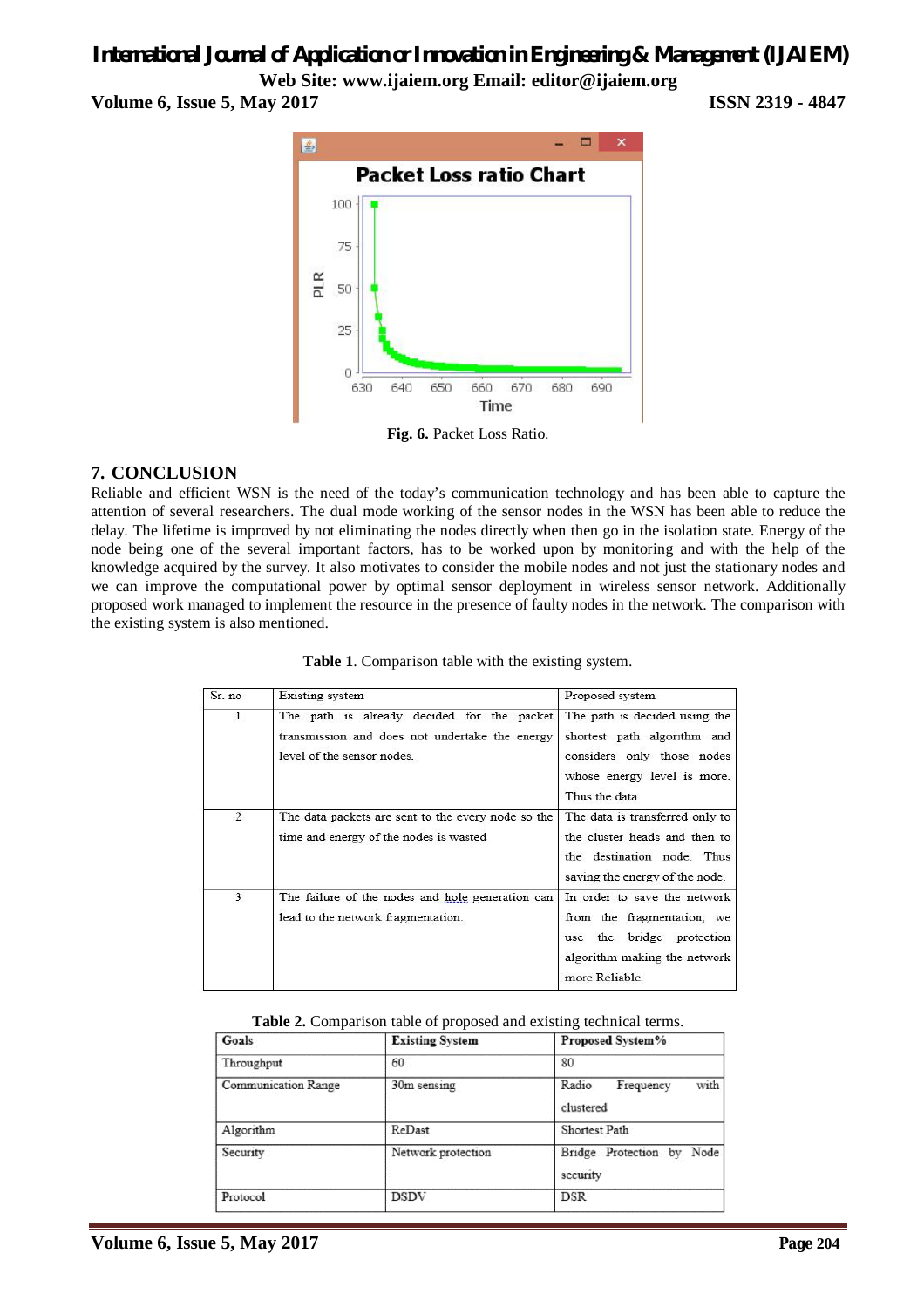Fig. 6. Packet Loss Ratio.

## 7. CONCLUSION

Reliable and efficient WSN is the need of the today's communication technology and has been able to capture the attention of several researchers. The dual mode working of the sensor nodes in the WSN has been able to reduce the delay. The lifetime is improved by not eliminating the nodes directly when then go in the isolation state. Energy of the node being one of the several important factors, has to be worked upon by monitoring and with the help of the knowledge acquired by the survey. It also motivates to consider the mobile nodes and not just the stationary nodes and we can improve the computational power by optimal sensor deployment in wireless sensor network. Additionally proposed work managed to implement the resource in the presence of faulty nodes in the network. The comparison with the existing system is also mentioned.

**Table 1**. Comparison table with the existing system.

| Sr. no | Existing system | Proposed system |
|---|---|---|
| 1 | The path is already decided for the packet transmission and does not undertake the energy level of the sensor nodes. | The path is decided using the shortest path algorithm and considers only those nodes whose energy level is more. Thus the data |
| 2 | The data packets are sent to the every node so the time and energy of the nodes is wasted | The data is transferred only to the cluster heads and then to the destination node. Thus saving the energy of the node. |
| 3 | The failure of the nodes and hole generation can lead to the network fragmentation. | In order to save the network from the fragmentation, we use the bridge protection algorithm making the network more Reliable. |

**Table 2.** Comparison table of proposed and existing technical terms.

| Goals | Existing System | Proposed System% |
|---|---|---|
| Throughput | 60 | 80 |
| Communication Range | 30m sensing | Radio Frequency with clustered |
| Algorithm | ReDast | Shortest Path |
| Security | Network protection | Bridge Protection by Node security |
| Protocol | DSDV | DSR |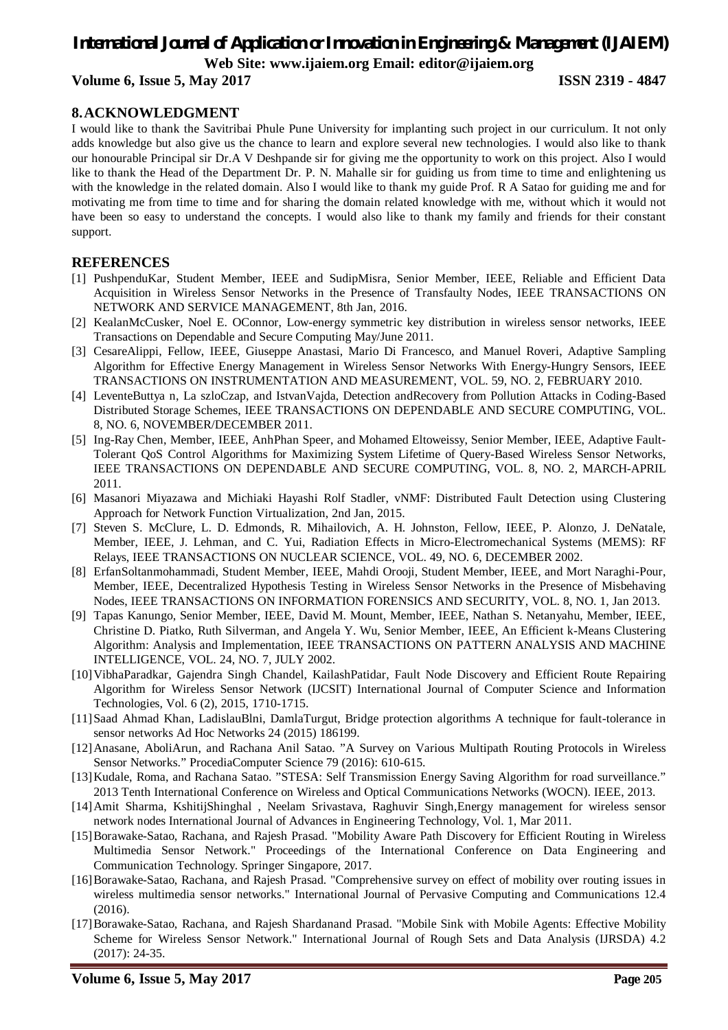## 8. ACKNOWLEDGMENT

I would like to thank the Savitribai Phule Pune University for implanting such project in our curriculum. It not only adds knowledge but also give us the chance to learn and explore several new technologies. I would also like to thank our honourable Principal sir Dr.A V Deshpande sir for giving me the opportunity to work on this project. Also I would like to thank the Head of the Department Dr. P. N. Mahalle sir for guiding us from time to time and enlightening us with the knowledge in the related domain. Also I would like to thank my guide Prof. R A Satao for guiding me and for motivating me from time to time and for sharing the domain related knowledge with me, without which it would not have been so easy to understand the concepts. I would also like to thank my family and friends for their constant support.

## REFERENCES

[1] PushpenduKar, Student Member, IEEE and SudipMisra, Senior Member, IEEE, Reliable and Efficient Data Acquisition in Wireless Sensor Networks in the Presence of Transfaulty Nodes, IEEE TRANSACTIONS ON NETWORK AND SERVICE MANAGEMENT, 8th Jan, 2016.

[2] KealanMcCusker, Noel E. OConnor, Low-energy symmetric key distribution in wireless sensor networks, IEEE Transactions on Dependable and Secure Computing May/June 2011.

[3] CesareAlippi, Fellow, IEEE, Giuseppe Anastasi, Mario Di Francesco, and Manuel Roveri, Adaptive Sampling Algorithm for Effective Energy Management in Wireless Sensor Networks With Energy-Hungry Sensors, IEEE TRANSACTIONS ON INSTRUMENTATION AND MEASUREMENT, VOL. 59, NO. 2, FEBRUARY 2010.

[4] LeventeButtya n, La szloCzap, and IstvanVajda, Detection andRecovery from Pollution Attacks in Coding-Based Distributed Storage Schemes, IEEE TRANSACTIONS ON DEPENDABLE AND SECURE COMPUTING, VOL. 8, NO. 6, NOVEMBER/DECEMBER 2011.

[5] Ing-Ray Chen, Member, IEEE, AnhPhan Speer, and Mohamed Eltoweissy, Senior Member, IEEE, Adaptive Fault-Tolerant QoS Control Algorithms for Maximizing System Lifetime of Query-Based Wireless Sensor Networks, IEEE TRANSACTIONS ON DEPENDABLE AND SECURE COMPUTING, VOL. 8, NO. 2, MARCH-APRIL 2011.

[6] Masanori Miyazawa and Michiaki Hayashi Rolf Stadler, vNMF: Distributed Fault Detection using Clustering Approach for Network Function Virtualization, 2nd Jan, 2015.

[7] Steven S. McClure, L. D. Edmonds, R. Mihailovich, A. H. Johnston, Fellow, IEEE, P. Alonzo, J. DeNatale, Member, IEEE, J. Lehman, and C. Yui, Radiation Effects in Micro-Electromechanical Systems (MEMS): RF Relays, IEEE TRANSACTIONS ON NUCLEAR SCIENCE, VOL. 49, NO. 6, DECEMBER 2002.

[8] ErfanSoltanmohammadi, Student Member, IEEE, Mahdi Orooji, Student Member, IEEE, and Mort Naraghi-Pour, Member, IEEE, Decentralized Hypothesis Testing in Wireless Sensor Networks in the Presence of Misbehaving Nodes, IEEE TRANSACTIONS ON INFORMATION FORENSICS AND SECURITY, VOL. 8, NO. 1, Jan 2013.

[9] Tapas Kanungo, Senior Member, IEEE, David M. Mount, Member, IEEE, Nathan S. Netanyahu, Member, IEEE, Christine D. Piatko, Ruth Silverman, and Angela Y. Wu, Senior Member, IEEE, An Efficient k-Means Clustering Algorithm: Analysis and Implementation, IEEE TRANSACTIONS ON PATTERN ANALYSIS AND MACHINE INTELLIGENCE, VOL. 24, NO. 7, JULY 2002.

[10] VibhaParadkar, Gajendra Singh Chandel, KailashPatidar, Fault Node Discovery and Efficient Route Repairing Algorithm for Wireless Sensor Network (IJCSIT) International Journal of Computer Science and Information Technologies, Vol. 6 (2), 2015, 1710-1715.

[11] Saad Ahmad Khan, LadislauBlni, DamlaTurgut, Bridge protection algorithms A technique for fault-tolerance in sensor networks Ad Hoc Networks 24 (2015) 186199.

[12] Anasane, AboliArun, and Rachana Anil Satao. "A Survey on Various Multipath Routing Protocols in Wireless Sensor Networks." ProcediaComputer Science 79 (2016): 610-615.

[13] Kudale, Roma, and Rachana Satao. "STESA: Self Transmission Energy Saving Algorithm for road surveillance." 2013 Tenth International Conference on Wireless and Optical Communications Networks (WOCN). IEEE, 2013.

[14] Amit Sharma, KshitijShinghal , Neelam Srivastava, Raghuvir Singh,Energy management for wireless sensor network nodes International Journal of Advances in Engineering Technology, Vol. 1, Mar 2011.

[15] Borawake-Satao, Rachana, and Rajesh Prasad. "Mobility Aware Path Discovery for Efficient Routing in Wireless Multimedia Sensor Network." Proceedings of the International Conference on Data Engineering and Communication Technology. Springer Singapore, 2017.

[16] Borawake-Satao, Rachana, and Rajesh Prasad. "Comprehensive survey on effect of mobility over routing issues in wireless multimedia sensor networks." International Journal of Pervasive Computing and Communications 12.4 (2016).

[17] Borawake-Satao, Rachana, and Rajesh Shardanand Prasad. "Mobile Sink with Mobile Agents: Effective Mobility Scheme for Wireless Sensor Network." International Journal of Rough Sets and Data Analysis (IJRSDA) 4.2 (2017): 24-35.